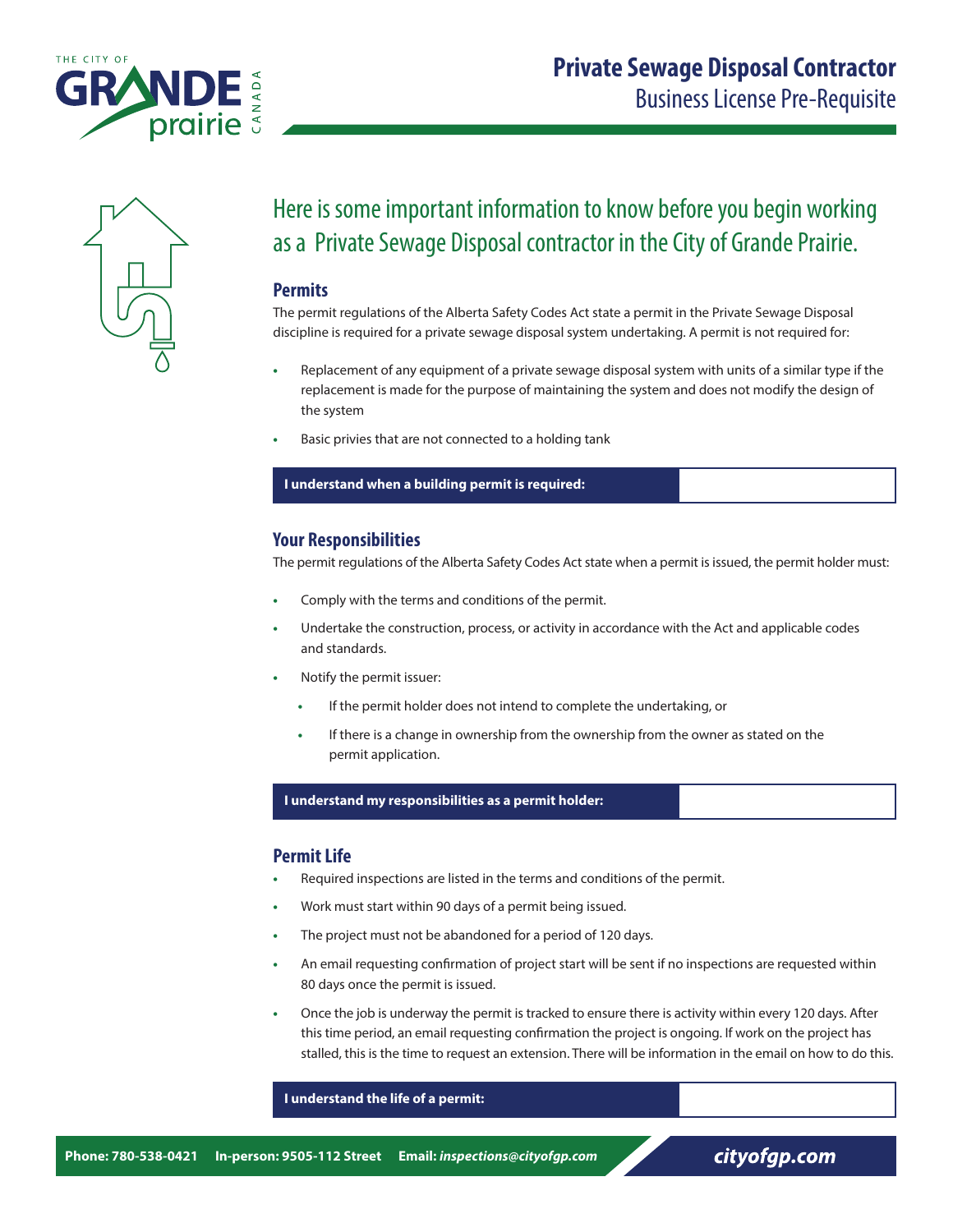# Private Sewage Disposal Contractor

Business License Pre-Requisite

## Here is some important information to know before you begin working as a Private Sewage Disposal contractor in the City of Grande Prairie.

### Permits

The permit regulations of the Alberta Safety Codes Act state a permit in the Private Sewage Disposal discipline is required for a private sewage disposal system undertaking. A permit is not required for:

- Replacement of any equipment of a private sewage disposal system with units of a similar type if the replacement is made for the purpose of maintaining the system and does not modify the design of the system
- Basic privies that are not connected to a holding tank

| **I understand when a building permit is required:** | |
|---|---|

### Your Responsibilities

The permit regulations of the Alberta Safety Codes Act state when a permit is issued, the permit holder must:

- Comply with the terms and conditions of the permit.
- Undertake the construction, process, or activity in accordance with the Act and applicable codes and standards.
- Notify the permit issuer:
  - If the permit holder does not intend to complete the undertaking, or
  - If there is a change in ownership from the ownership from the owner as stated on the permit application.

| **I understand my responsibilities as a permit holder:** | |
|---|---|

### Permit Life

- Required inspections are listed in the terms and conditions of the permit.
- Work must start within 90 days of a permit being issued.
- The project must not be abandoned for a period of 120 days.
- An email requesting confirmation of project start will be sent if no inspections are requested within 80 days once the permit is issued.
- Once the job is underway the permit is tracked to ensure there is activity within every 120 days. After this time period, an email requesting confirmation the project is ongoing. If work on the project has stalled, this is the time to request an extension. There will be information in the email on how to do this.

| **I understand the life of a permit:** | |
|---|---|

**Phone:** 780-538-0421 **In-person:** 9505-112 Street **Email:** *inspections@cityofgp.com* ***cityofgp.com***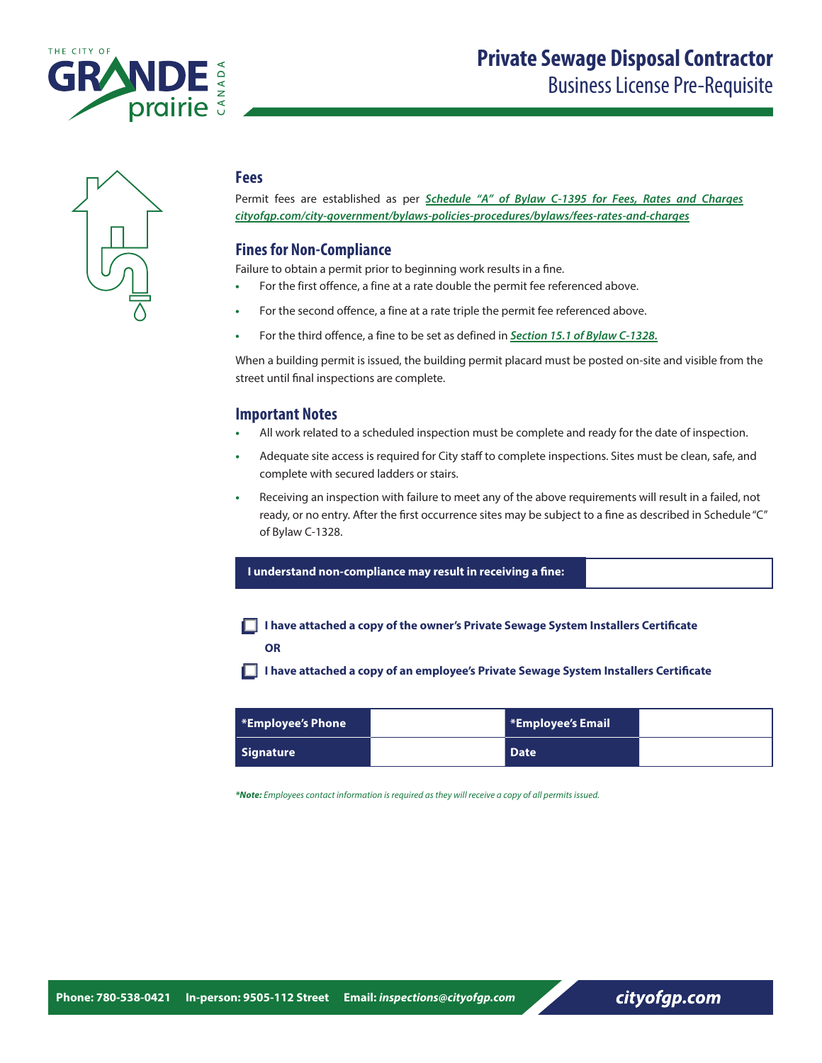## Fees

Permit fees are established as per ***Schedule "A" of Bylaw C-1395 for Fees, Rates and Charges cityofgp.com/city-government/bylaws-policies-procedures/bylaws/fees-rates-and-charges***

## Fines for Non-Compliance

Failure to obtain a permit prior to beginning work results in a fine.

- For the first offence, a fine at a rate double the permit fee referenced above.
- For the second offence, a fine at a rate triple the permit fee referenced above.
- For the third offence, a fine to be set as defined in ***Section 15.1 of Bylaw C-1328.***

When a building permit is issued, the building permit placard must be posted on-site and visible from the street until final inspections are complete.

## Important Notes

- All work related to a scheduled inspection must be complete and ready for the date of inspection.
- Adequate site access is required for City staff to complete inspections. Sites must be clean, safe, and complete with secured ladders or stairs.
- Receiving an inspection with failure to meet any of the above requirements will result in a failed, not ready, or no entry. After the first occurrence sites may be subject to a fine as described in Schedule "C" of Bylaw C-1328.

| | |
|---|---|
| **I understand non-compliance may result in receiving a fine:** | |

☐ **I have attached a copy of the owner's Private Sewage System Installers Certificate**

**OR**

☐ **I have attached a copy of an employee's Private Sewage System Installers Certificate**

| | | | |
|---|---|---|---|
| **\*Employee's Phone** | | **\*Employee's Email** | |
| **Signature** | | **Date** | |

***\*Note:** Employees contact information is required as they will receive a copy of all permits issued.*

**Phone: 780-538-0421** **In-person: 9505-112 Street** **Email: *inspections@cityofgp.com*** ***cityofgp.com***